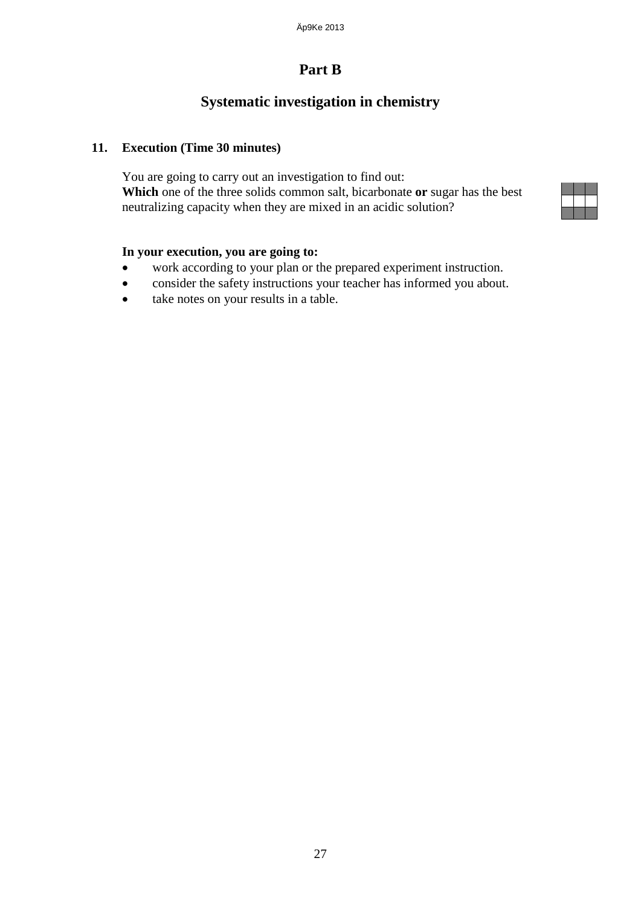# Part B

## Systematic investigation in chemistry

**11. Execution (Time 30 minutes)**

You are going to carry out an investigation to find out:
**Which** one of the three solids common salt, bicarbonate **or** sugar has the best neutralizing capacity when they are mixed in an acidic solution?

**In your execution, you are going to:**

- work according to your plan or the prepared experiment instruction.
- consider the safety instructions your teacher has informed you about.
- take notes on your results in a table.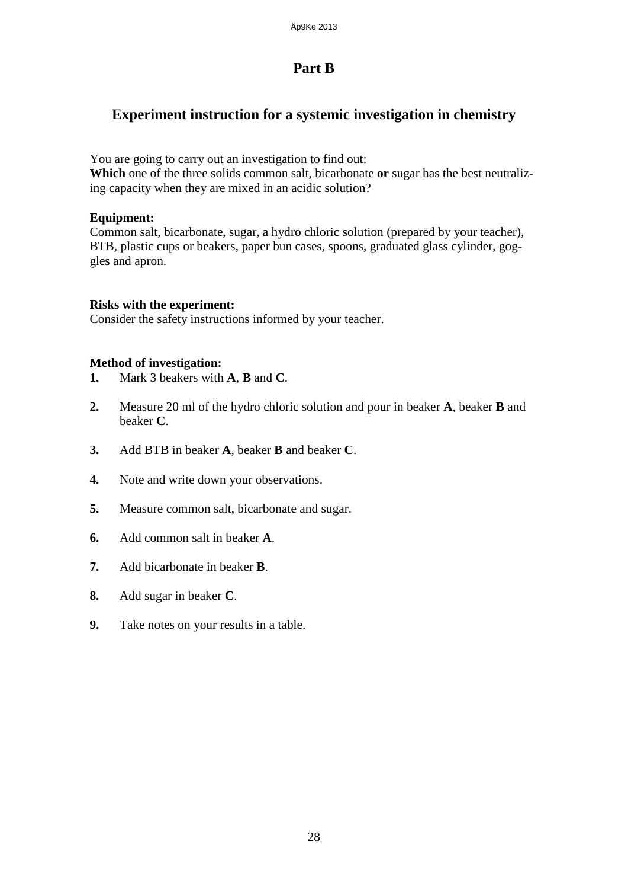# Part B

## Experiment instruction for a systemic investigation in chemistry

You are going to carry out an investigation to find out:
**Which** one of the three solids common salt, bicarbonate **or** sugar has the best neutralizing capacity when they are mixed in an acidic solution?

**Equipment:**
Common salt, bicarbonate, sugar, a hydro chloric solution (prepared by your teacher), BTB, plastic cups or beakers, paper bun cases, spoons, graduated glass cylinder, goggles and apron.

**Risks with the experiment:**
Consider the safety instructions informed by your teacher.

**Method of investigation:**

1. Mark 3 beakers with **A**, **B** and **C**.
2. Measure 20 ml of the hydro chloric solution and pour in beaker **A**, beaker **B** and beaker **C**.
3. Add BTB in beaker **A**, beaker **B** and beaker **C**.
4. Note and write down your observations.
5. Measure common salt, bicarbonate and sugar.
6. Add common salt in beaker **A**.
7. Add bicarbonate in beaker **B**.
8. Add sugar in beaker **C**.
9. Take notes on your results in a table.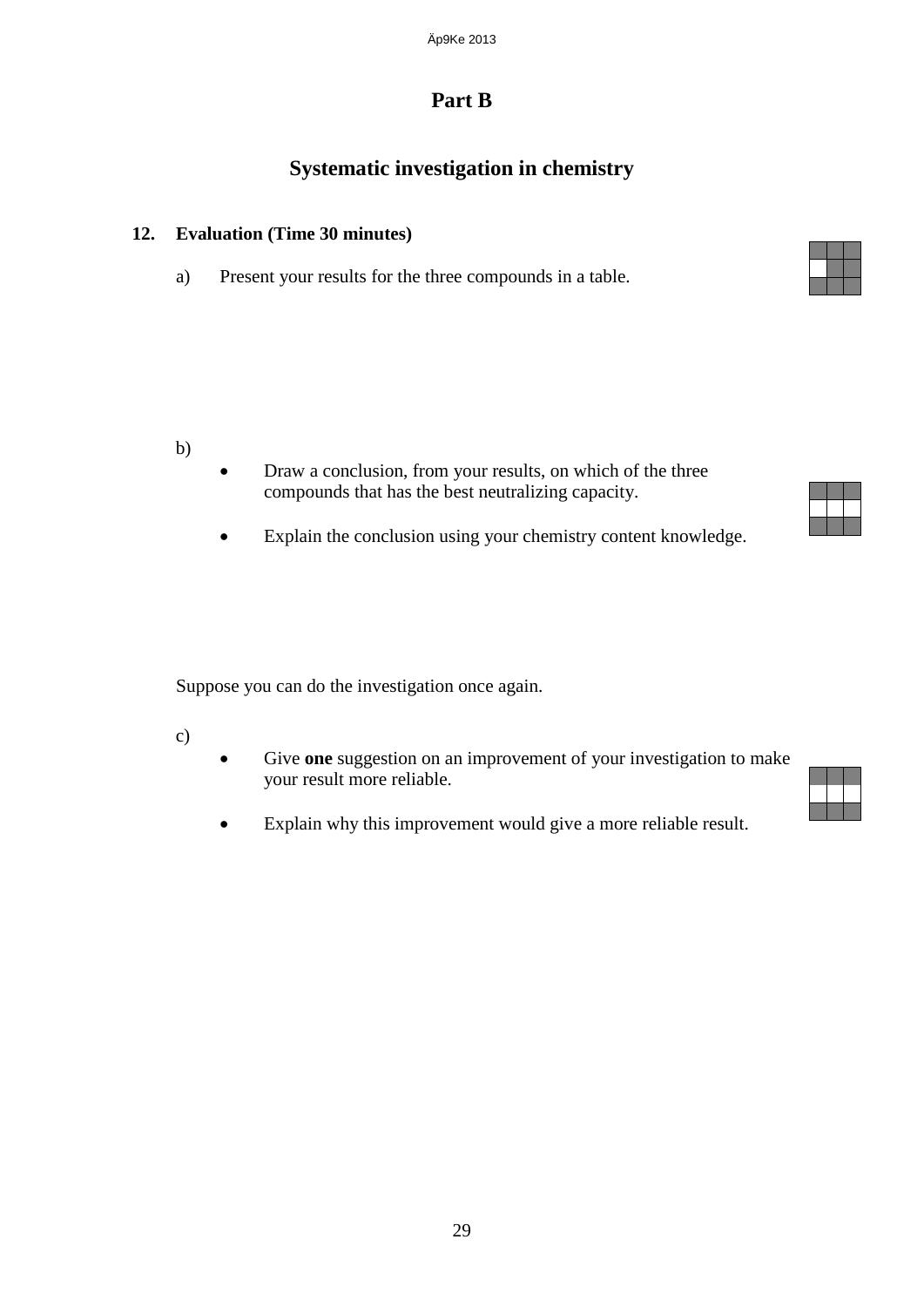# Part B

## Systematic investigation in chemistry

**12. Evaluation (Time 30 minutes)**

a) Present your results for the three compounds in a table.

b)

- Draw a conclusion, from your results, on which of the three compounds that has the best neutralizing capacity.
- Explain the conclusion using your chemistry content knowledge.

Suppose you can do the investigation once again.

c)

- Give **one** suggestion on an improvement of your investigation to make your result more reliable.
- Explain why this improvement would give a more reliable result.